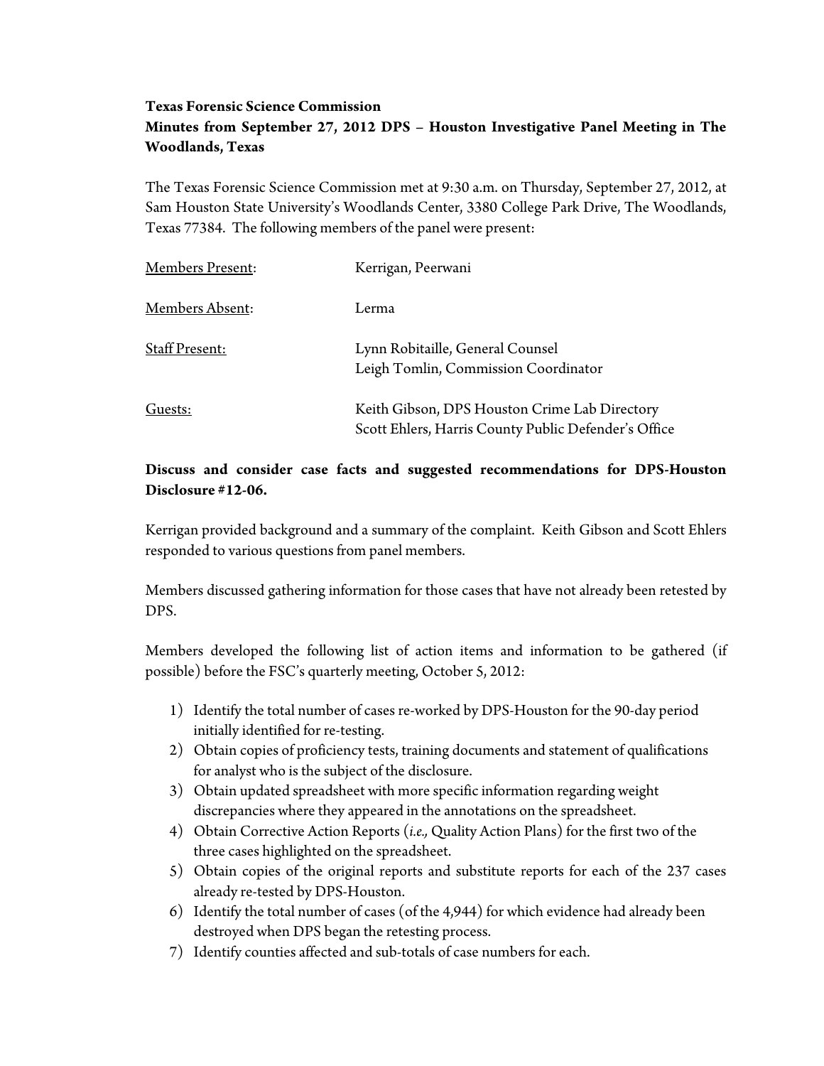**Texas Forensic Science Commission**

**Minutes from September 27, 2012 DPS – Houston Investigative Panel Meeting in The Woodlands, Texas**

The Texas Forensic Science Commission met at 9:30 a.m. on Thursday, September 27, 2012, at Sam Houston State University's Woodlands Center, 3380 College Park Drive, The Woodlands, Texas 77384. The following members of the panel were present:

| | |
|---|---|
| Members Present: | Kerrigan, Peerwani |
| Members Absent: | Lerma |
| Staff Present: | Lynn Robitaille, General Counsel<br>Leigh Tomlin, Commission Coordinator |
| Guests: | Keith Gibson, DPS Houston Crime Lab Directory<br>Scott Ehlers, Harris County Public Defender's Office |

**Discuss and consider case facts and suggested recommendations for DPS-Houston Disclosure #12-06.**

Kerrigan provided background and a summary of the complaint. Keith Gibson and Scott Ehlers responded to various questions from panel members.

Members discussed gathering information for those cases that have not already been retested by DPS.

Members developed the following list of action items and information to be gathered (if possible) before the FSC's quarterly meeting, October 5, 2012:

1) Identify the total number of cases re-worked by DPS-Houston for the 90-day period initially identified for re-testing.
2) Obtain copies of proficiency tests, training documents and statement of qualifications for analyst who is the subject of the disclosure.
3) Obtain updated spreadsheet with more specific information regarding weight discrepancies where they appeared in the annotations on the spreadsheet.
4) Obtain Corrective Action Reports (*i.e.,* Quality Action Plans) for the first two of the three cases highlighted on the spreadsheet.
5) Obtain copies of the original reports and substitute reports for each of the 237 cases already re-tested by DPS-Houston.
6) Identify the total number of cases (of the 4,944) for which evidence had already been destroyed when DPS began the retesting process.
7) Identify counties affected and sub-totals of case numbers for each.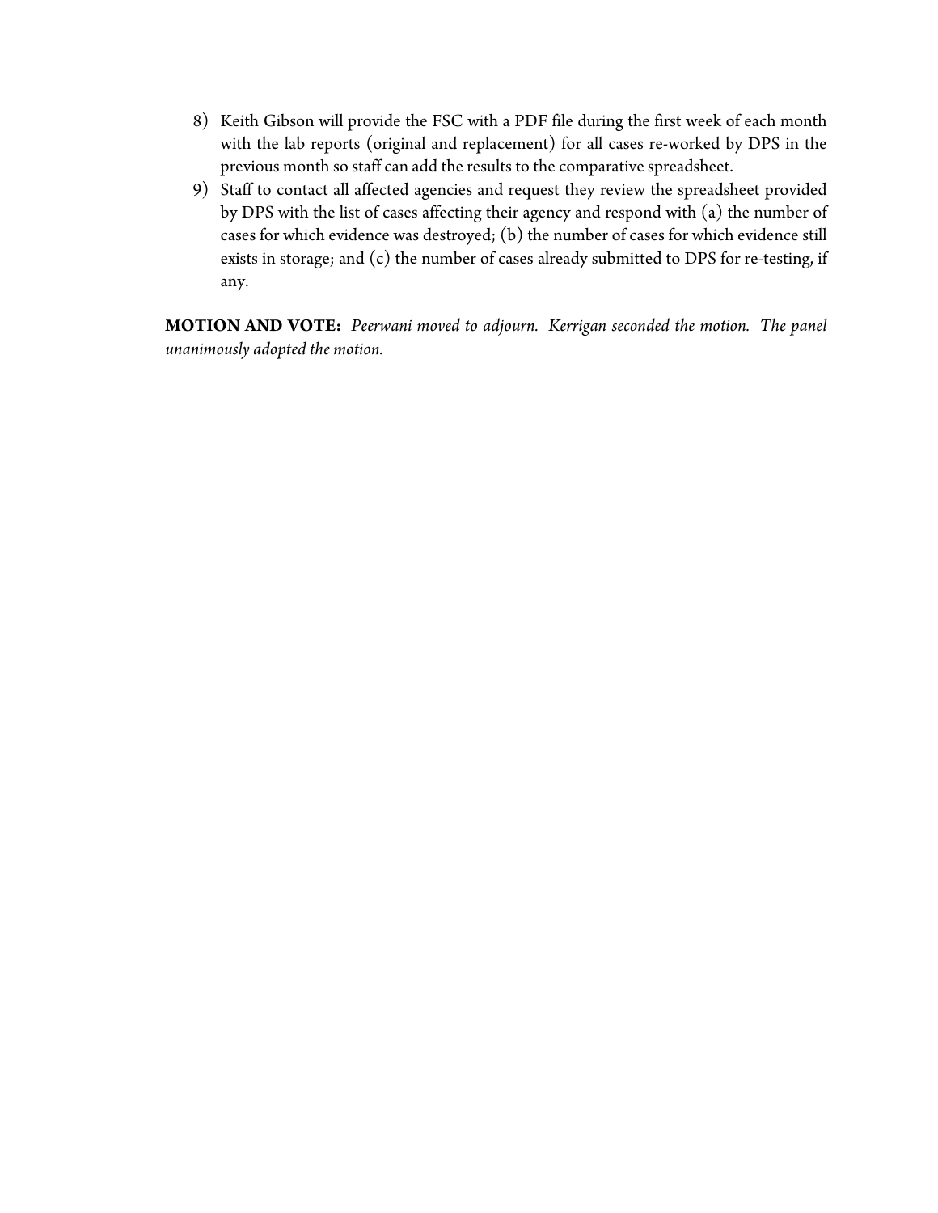8) Keith Gibson will provide the FSC with a PDF file during the first week of each month with the lab reports (original and replacement) for all cases re-worked by DPS in the previous month so staff can add the results to the comparative spreadsheet.
9) Staff to contact all affected agencies and request they review the spreadsheet provided by DPS with the list of cases affecting their agency and respond with (a) the number of cases for which evidence was destroyed; (b) the number of cases for which evidence still exists in storage; and (c) the number of cases already submitted to DPS for re-testing, if any.

**MOTION AND VOTE:** *Peerwani moved to adjourn. Kerrigan seconded the motion. The panel unanimously adopted the motion.*